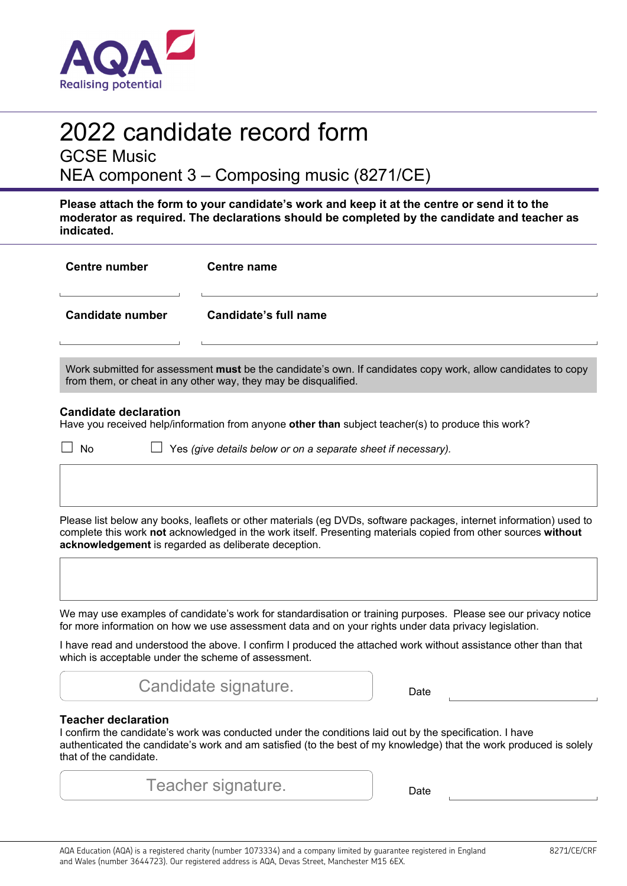AQA Realising potential

# 2022 candidate record form

## GCSE Music

## NEA component 3 – Composing music (8271/CE)

**Please attach the form to your candidate's work and keep it at the centre or send it to the moderator as required. The declarations should be completed by the candidate and teacher as indicated.**

| **Centre number** | **Centre name** |
|---|---|
| | |
| **Candidate number** | **Candidate's full name** |
| | |

Work submitted for assessment **must** be the candidate's own. If candidates copy work, allow candidates to copy from them, or cheat in any other way, they may be disqualified.

### Candidate declaration

Have you received help/information from anyone **other than** subject teacher(s) to produce this work?

☐ No ☐ Yes *(give details below or on a separate sheet if necessary).*

Please list below any books, leaflets or other materials (eg DVDs, software packages, internet information) used to complete this work **not** acknowledged in the work itself. Presenting materials copied from other sources **without acknowledgement** is regarded as deliberate deception.

We may use examples of candidate's work for standardisation or training purposes. Please see our privacy notice for more information on how we use assessment data and on your rights under data privacy legislation.

I have read and understood the above. I confirm I produced the attached work without assistance other than that which is acceptable under the scheme of assessment.

Candidate signature. Date

### Teacher declaration

I confirm the candidate's work was conducted under the conditions laid out by the specification. I have authenticated the candidate's work and am satisfied (to the best of my knowledge) that the work produced is solely that of the candidate.

Teacher signature. Date

AQA Education (AQA) is a registered charity (number 1073334) and a company limited by guarantee registered in England and Wales (number 3644723). Our registered address is AQA, Devas Street, Manchester M15 6EX.

8271/CE/CRF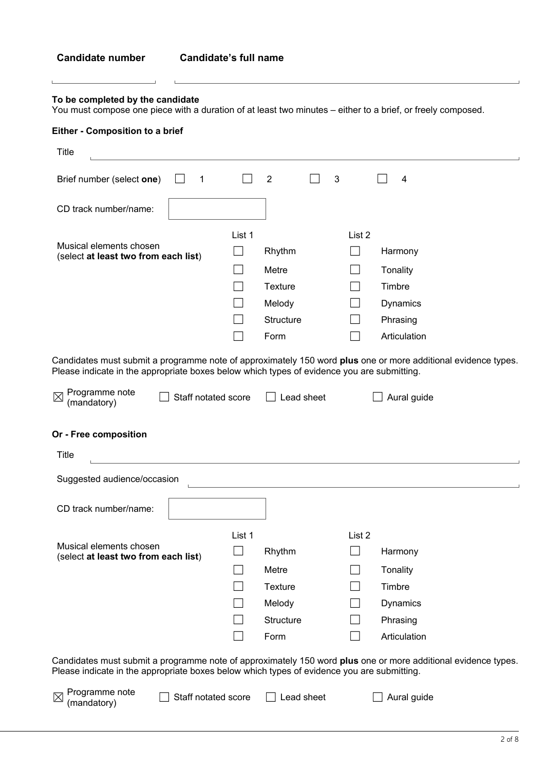**Candidate number** **Candidate's full name**

**To be completed by the candidate**

You must compose one piece with a duration of at least two minutes – either to a brief, or freely composed.

**Either - Composition to a brief**

Title

Brief number (select **one**) ☐ 1 ☐ 2 ☐ 3 ☐ 4

CD track number/name:

Musical elements chosen (select **at least two from each list**)

| List 1 | List 2 |
|---|---|
| ☐ Rhythm | ☐ Harmony |
| ☐ Metre | ☐ Tonality |
| ☐ Texture | ☐ Timbre |
| ☐ Melody | ☐ Dynamics |
| ☐ Structure | ☐ Phrasing |
| ☐ Form | ☐ Articulation |

Candidates must submit a programme note of approximately 150 word **plus** one or more additional evidence types. Please indicate in the appropriate boxes below which types of evidence you are submitting.

☒ Programme note (mandatory) ☐ Staff notated score ☐ Lead sheet ☐ Aural guide

**Or - Free composition**

Title

Suggested audience/occasion

CD track number/name:

Musical elements chosen (select **at least two from each list**)

| List 1 | List 2 |
|---|---|
| ☐ Rhythm | ☐ Harmony |
| ☐ Metre | ☐ Tonality |
| ☐ Texture | ☐ Timbre |
| ☐ Melody | ☐ Dynamics |
| ☐ Structure | ☐ Phrasing |
| ☐ Form | ☐ Articulation |

Candidates must submit a programme note of approximately 150 word **plus** one or more additional evidence types. Please indicate in the appropriate boxes below which types of evidence you are submitting.

☒ Programme note (mandatory) ☐ Staff notated score ☐ Lead sheet ☐ Aural guide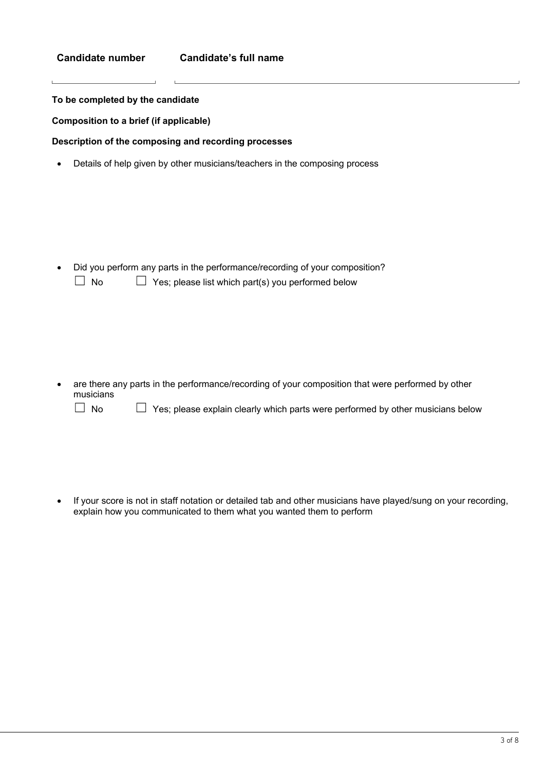**Candidate number** **Candidate's full name**

**To be completed by the candidate**

**Composition to a brief (if applicable)**

**Description of the composing and recording processes**

- Details of help given by other musicians/teachers in the composing process

- Did you perform any parts in the performance/recording of your composition?

  ☐ No ☐ Yes; please list which part(s) you performed below

- are there any parts in the performance/recording of your composition that were performed by other musicians

  ☐ No ☐ Yes; please explain clearly which parts were performed by other musicians below

- If your score is not in staff notation or detailed tab and other musicians have played/sung on your recording, explain how you communicated to them what you wanted them to perform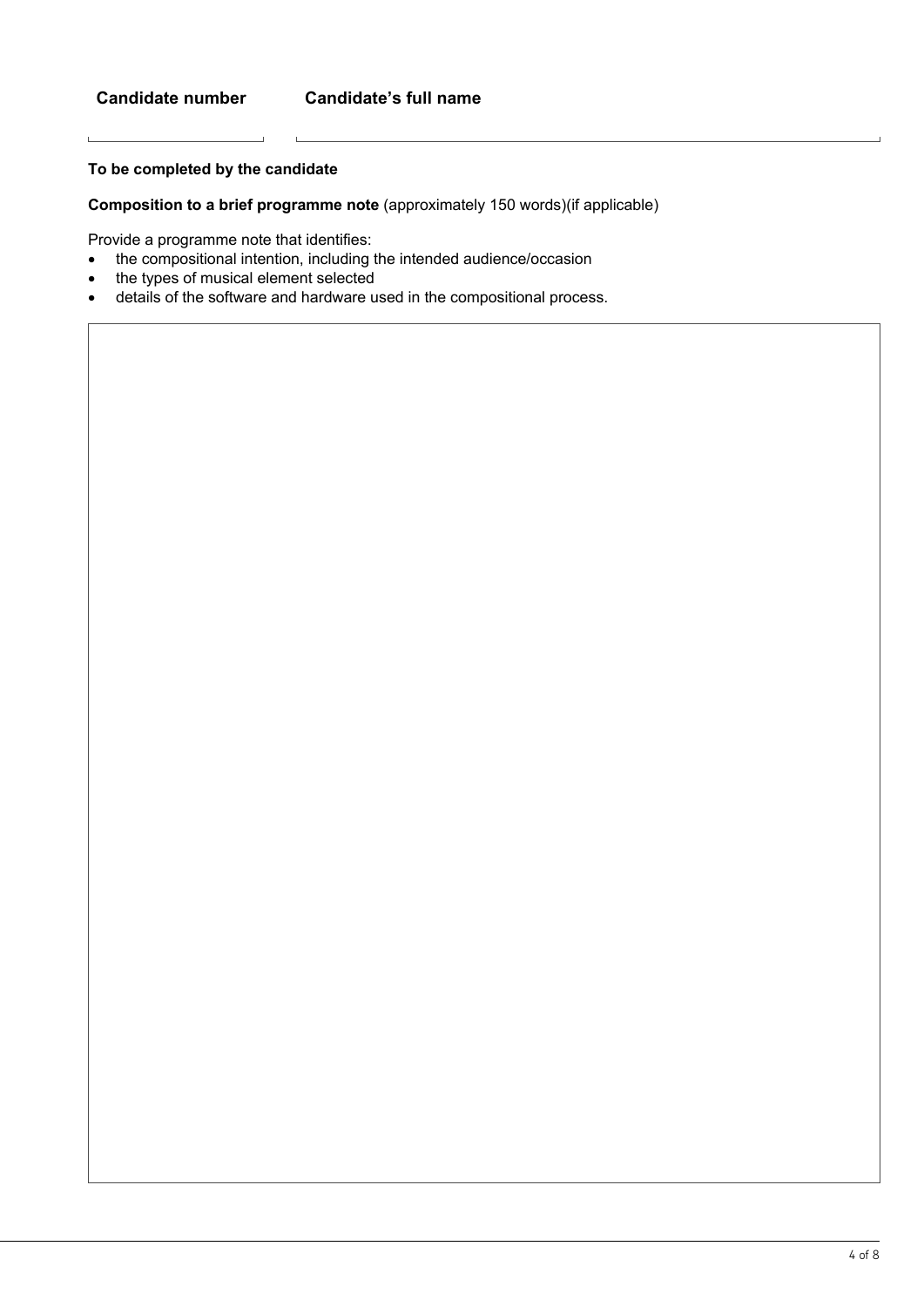**Candidate number** | **Candidate's full name**

**To be completed by the candidate**

**Composition to a brief programme note** (approximately 150 words)(if applicable)

Provide a programme note that identifies:

- the compositional intention, including the intended audience/occasion
- the types of musical element selected
- details of the software and hardware used in the compositional process.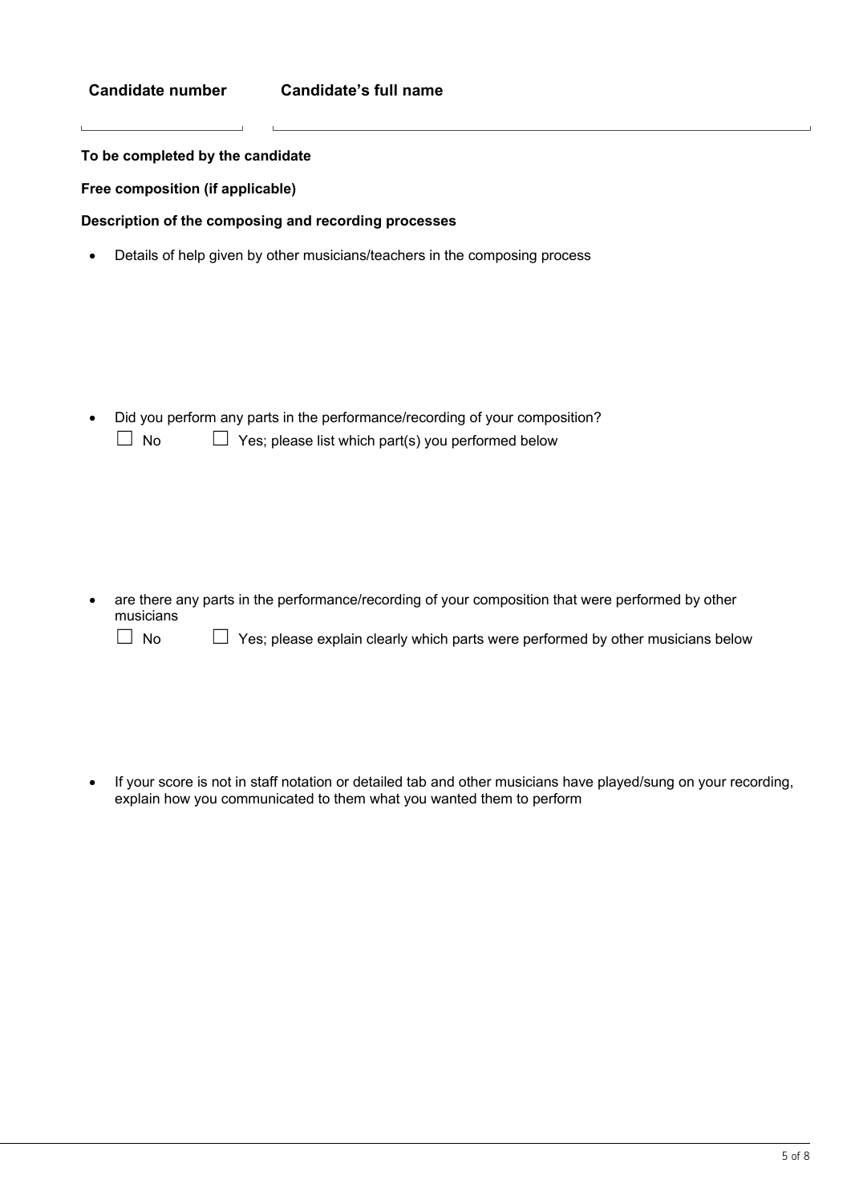**Candidate number** **Candidate's full name**

**To be completed by the candidate**

**Free composition (if applicable)**

**Description of the composing and recording processes**

- Details of help given by other musicians/teachers in the composing process

- Did you perform any parts in the performance/recording of your composition?

  ☐ No ☐ Yes; please list which part(s) you performed below

- are there any parts in the performance/recording of your composition that were performed by other musicians

  ☐ No ☐ Yes; please explain clearly which parts were performed by other musicians below

- If your score is not in staff notation or detailed tab and other musicians have played/sung on your recording, explain how you communicated to them what you wanted them to perform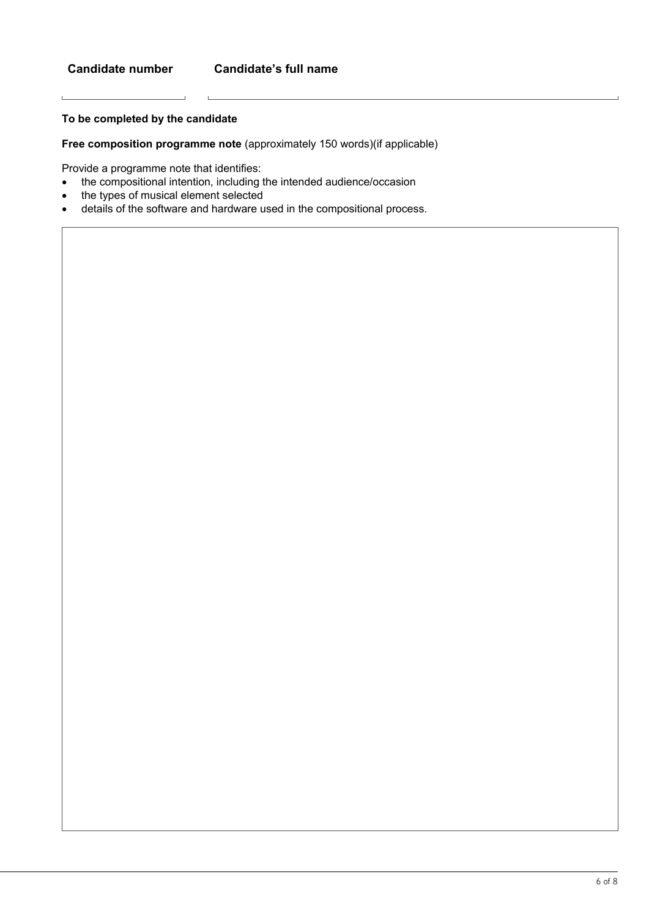**Candidate number** **Candidate's full name**

**To be completed by the candidate**

**Free composition programme note** (approximately 150 words)(if applicable)

Provide a programme note that identifies:

- the compositional intention, including the intended audience/occasion
- the types of musical element selected
- details of the software and hardware used in the compositional process.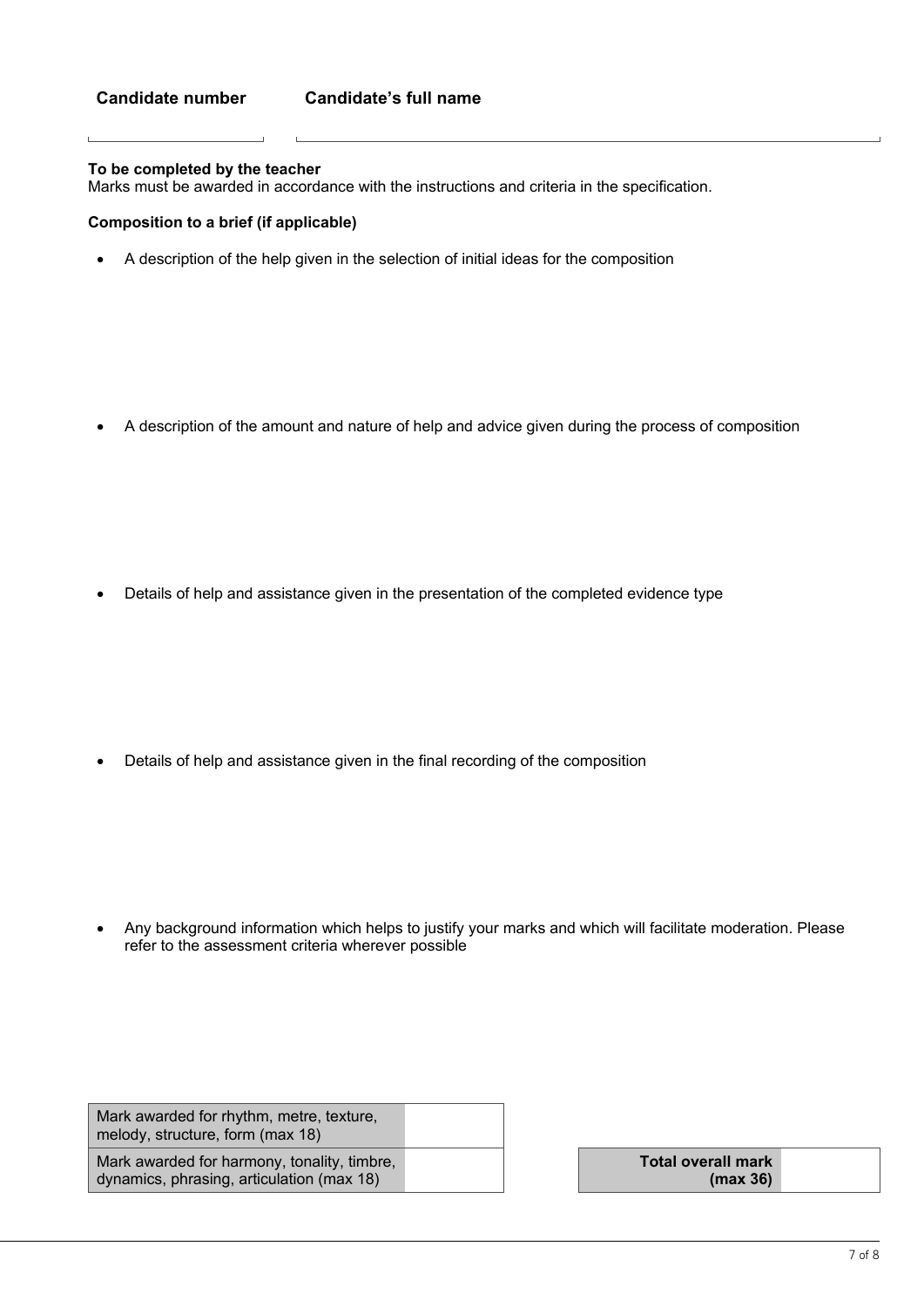| Candidate number | Candidate's full name |
|---|---|
| | |

**To be completed by the teacher**
Marks must be awarded in accordance with the instructions and criteria in the specification.

**Composition to a brief (if applicable)**

- A description of the help given in the selection of initial ideas for the composition

- A description of the amount and nature of help and advice given during the process of composition

- Details of help and assistance given in the presentation of the completed evidence type

- Details of help and assistance given in the final recording of the composition

- Any background information which helps to justify your marks and which will facilitate moderation. Please refer to the assessment criteria wherever possible

| | |
|---|---|
| Mark awarded for rhythm, metre, texture, melody, structure, form (max 18) | |
| Mark awarded for harmony, tonality, timbre, dynamics, phrasing, articulation (max 18) | |

| | |
|---|---|
| **Total overall mark (max 36)** | |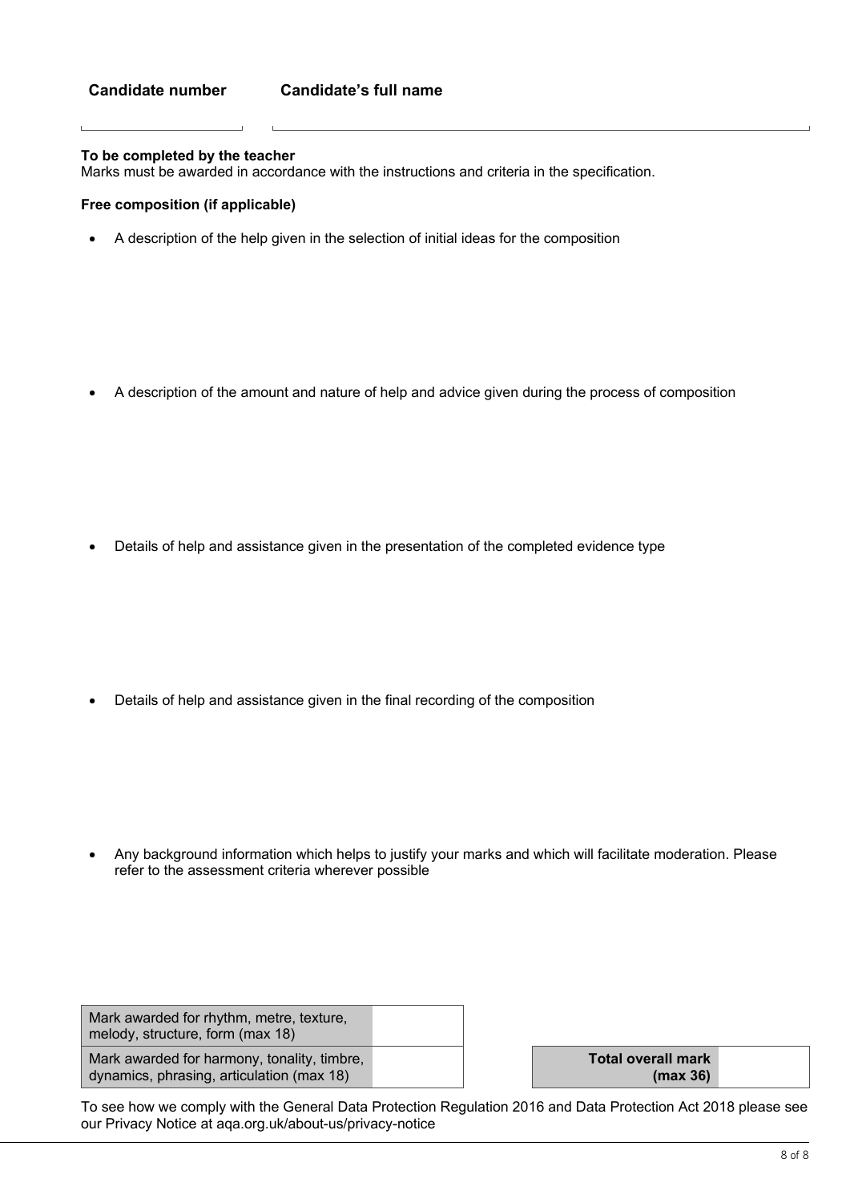| Candidate number | Candidate's full name |
|---|---|
| | |

**To be completed by the teacher**

Marks must be awarded in accordance with the instructions and criteria in the specification.

**Free composition (if applicable)**

- A description of the help given in the selection of initial ideas for the composition

- A description of the amount and nature of help and advice given during the process of composition

- Details of help and assistance given in the presentation of the completed evidence type

- Details of help and assistance given in the final recording of the composition

- Any background information which helps to justify your marks and which will facilitate moderation. Please refer to the assessment criteria wherever possible

| | |
|---|---|
| Mark awarded for rhythm, metre, texture, melody, structure, form (max 18) | |
| Mark awarded for harmony, tonality, timbre, dynamics, phrasing, articulation (max 18) | |

| | |
|---|---|
| **Total overall mark (max 36)** | |

To see how we comply with the General Data Protection Regulation 2016 and Data Protection Act 2018 please see our Privacy Notice at aqa.org.uk/about-us/privacy-notice